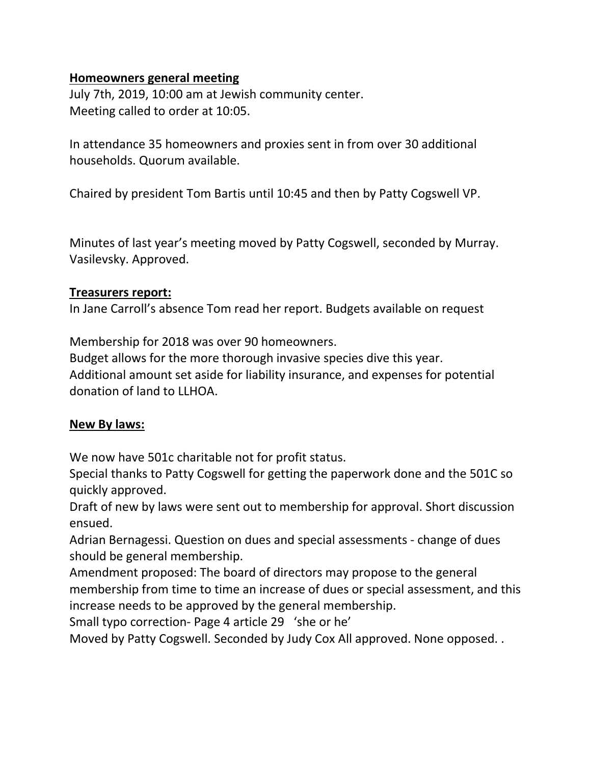**Homeowners general meeting**

July 7th, 2019, 10:00 am at Jewish community center.
Meeting called to order at 10:05.

In attendance 35 homeowners and proxies sent in from over 30 additional households. Quorum available.

Chaired by president Tom Bartis until 10:45 and then by Patty Cogswell VP.

Minutes of last year's meeting moved by Patty Cogswell, seconded by Murray. Vasilevsky. Approved.

**Treasurers report:**

In Jane Carroll's absence Tom read her report. Budgets available on request

Membership for 2018 was over 90 homeowners.
Budget allows for the more thorough invasive species dive this year.
Additional amount set aside for liability insurance, and expenses for potential donation of land to LLHOA.

**New By laws:**

We now have 501c charitable not for profit status.
Special thanks to Patty Cogswell for getting the paperwork done and the 501C so quickly approved.
Draft of new by laws were sent out to membership for approval. Short discussion ensued.
Adrian Bernagessi. Question on dues and special assessments - change of dues should be general membership.
Amendment proposed: The board of directors may propose to the general membership from time to time an increase of dues or special assessment, and this increase needs to be approved by the general membership.
Small typo correction- Page 4 article 29 'she or he'
Moved by Patty Cogswell. Seconded by Judy Cox All approved. None opposed. .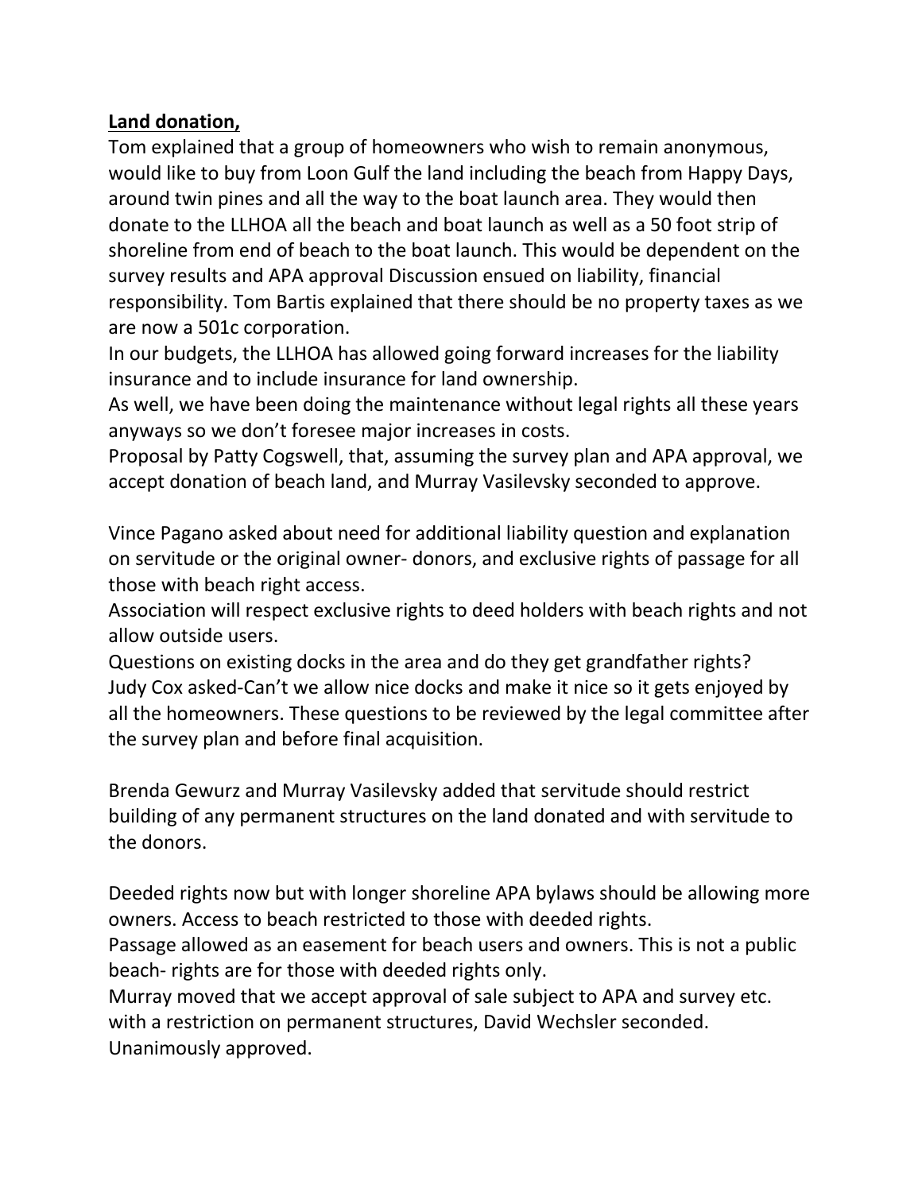**Land donation,**

Tom explained that a group of homeowners who wish to remain anonymous, would like to buy from Loon Gulf the land including the beach from Happy Days, around twin pines and all the way to the boat launch area. They would then donate to the LLHOA all the beach and boat launch as well as a 50 foot strip of shoreline from end of beach to the boat launch. This would be dependent on the survey results and APA approval Discussion ensued on liability, financial responsibility. Tom Bartis explained that there should be no property taxes as we are now a 501c corporation.

In our budgets, the LLHOA has allowed going forward increases for the liability insurance and to include insurance for land ownership.

As well, we have been doing the maintenance without legal rights all these years anyways so we don't foresee major increases in costs.

Proposal by Patty Cogswell, that, assuming the survey plan and APA approval, we accept donation of beach land, and Murray Vasilevsky seconded to approve.

Vince Pagano asked about need for additional liability question and explanation on servitude or the original owner- donors, and exclusive rights of passage for all those with beach right access.

Association will respect exclusive rights to deed holders with beach rights and not allow outside users.

Questions on existing docks in the area and do they get grandfather rights?

Judy Cox asked-Can't we allow nice docks and make it nice so it gets enjoyed by all the homeowners. These questions to be reviewed by the legal committee after the survey plan and before final acquisition.

Brenda Gewurz and Murray Vasilevsky added that servitude should restrict building of any permanent structures on the land donated and with servitude to the donors.

Deeded rights now but with longer shoreline APA bylaws should be allowing more owners. Access to beach restricted to those with deeded rights.

Passage allowed as an easement for beach users and owners. This is not a public beach- rights are for those with deeded rights only.

Murray moved that we accept approval of sale subject to APA and survey etc. with a restriction on permanent structures, David Wechsler seconded. Unanimously approved.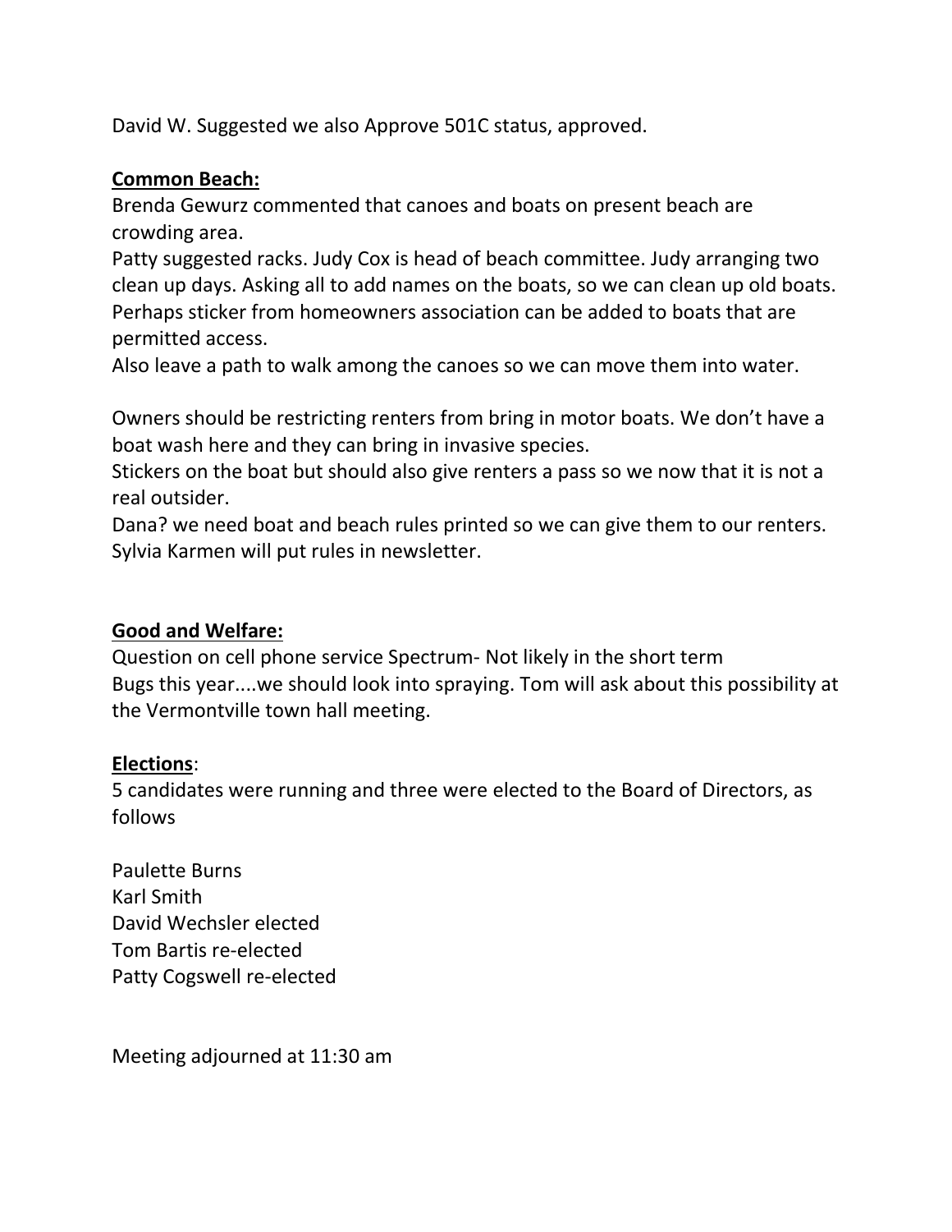David W. Suggested we also Approve 501C status, approved.

**Common Beach:**

Brenda Gewurz commented that canoes and boats on present beach are crowding area.

Patty suggested racks. Judy Cox is head of beach committee. Judy arranging two clean up days. Asking all to add names on the boats, so we can clean up old boats. Perhaps sticker from homeowners association can be added to boats that are permitted access.

Also leave a path to walk among the canoes so we can move them into water.

Owners should be restricting renters from bring in motor boats. We don't have a boat wash here and they can bring in invasive species.

Stickers on the boat but should also give renters a pass so we now that it is not a real outsider.

Dana? we need boat and beach rules printed so we can give them to our renters. Sylvia Karmen will put rules in newsletter.

**Good and Welfare:**

Question on cell phone service Spectrum- Not likely in the short term

Bugs this year....we should look into spraying. Tom will ask about this possibility at the Vermontville town hall meeting.

**Elections**:

5 candidates were running and three were elected to the Board of Directors, as follows

Paulette Burns
Karl Smith
David Wechsler elected
Tom Bartis re-elected
Patty Cogswell re-elected

Meeting adjourned at 11:30 am